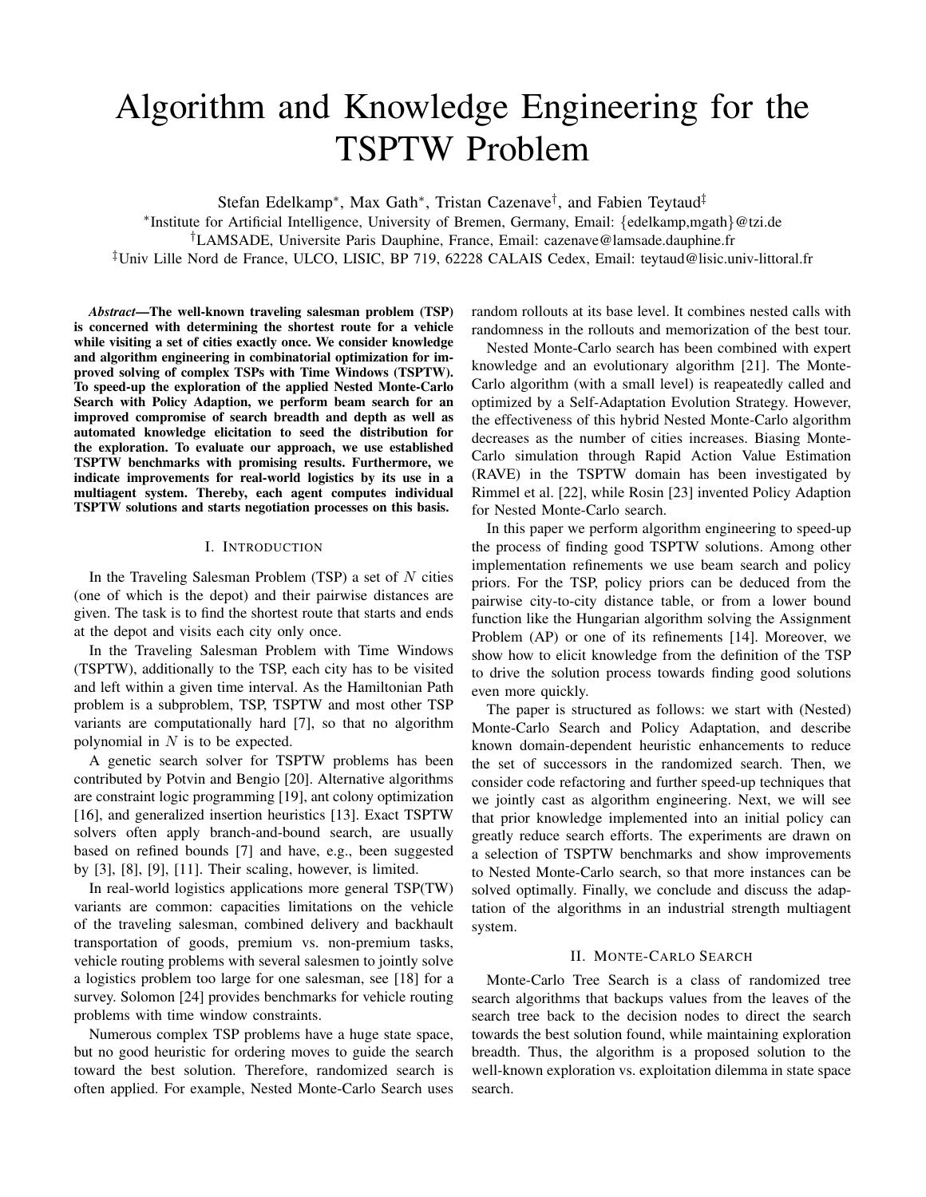# Algorithm and Knowledge Engineering for the TSPTW Problem

Stefan Edelkamp*, Max Gath*, Tristan Cazenave†, and Fabien Teytaud‡

*Institute for Artificial Intelligence, University of Bremen, Germany, Email: {edelkamp,mgath}@tzi.de
†LAMSADE, Universite Paris Dauphine, France, Email: cazenave@lamsade.dauphine.fr
‡Univ Lille Nord de France, ULCO, LISIC, BP 719, 62228 CALAIS Cedex, Email: teytaud@lisic.univ-littoral.fr

***Abstract*—The well-known traveling salesman problem (TSP) is concerned with determining the shortest route for a vehicle while visiting a set of cities exactly once. We consider knowledge and algorithm engineering in combinatorial optimization for improved solving of complex TSPs with Time Windows (TSPTW). To speed-up the exploration of the applied Nested Monte-Carlo Search with Policy Adaption, we perform beam search for an improved compromise of search breadth and depth as well as automated knowledge elicitation to seed the distribution for the exploration. To evaluate our approach, we use established TSPTW benchmarks with promising results. Furthermore, we indicate improvements for real-world logistics by its use in a multiagent system. Thereby, each agent computes individual TSPTW solutions and starts negotiation processes on this basis.**

## I. Introduction

In the Traveling Salesman Problem (TSP) a set of $N$ cities (one of which is the depot) and their pairwise distances are given. The task is to find the shortest route that starts and ends at the depot and visits each city only once.

In the Traveling Salesman Problem with Time Windows (TSPTW), additionally to the TSP, each city has to be visited and left within a given time interval. As the Hamiltonian Path problem is a subproblem, TSP, TSPTW and most other TSP variants are computationally hard [7], so that no algorithm polynomial in $N$ is to be expected.

A genetic search solver for TSPTW problems has been contributed by Potvin and Bengio [20]. Alternative algorithms are constraint logic programming [19], ant colony optimization [16], and generalized insertion heuristics [13]. Exact TSPTW solvers often apply branch-and-bound search, are usually based on refined bounds [7] and have, e.g., been suggested by [3], [8], [9], [11]. Their scaling, however, is limited.

In real-world logistics applications more general TSP(TW) variants are common: capacities limitations on the vehicle of the traveling salesman, combined delivery and backhault transportation of goods, premium vs. non-premium tasks, vehicle routing problems with several salesmen to jointly solve a logistics problem too large for one salesman, see [18] for a survey. Solomon [24] provides benchmarks for vehicle routing problems with time window constraints.

Numerous complex TSP problems have a huge state space, but no good heuristic for ordering moves to guide the search toward the best solution. Therefore, randomized search is often applied. For example, Nested Monte-Carlo Search uses random rollouts at its base level. It combines nested calls with randomness in the rollouts and memorization of the best tour.

Nested Monte-Carlo search has been combined with expert knowledge and an evolutionary algorithm [21]. The Monte-Carlo algorithm (with a small level) is reapeatedly called and optimized by a Self-Adaptation Evolution Strategy. However, the effectiveness of this hybrid Nested Monte-Carlo algorithm decreases as the number of cities increases. Biasing Monte-Carlo simulation through Rapid Action Value Estimation (RAVE) in the TSPTW domain has been investigated by Rimmel et al. [22], while Rosin [23] invented Policy Adaption for Nested Monte-Carlo search.

In this paper we perform algorithm engineering to speed-up the process of finding good TSPTW solutions. Among other implementation refinements we use beam search and policy priors. For the TSP, policy priors can be deduced from the pairwise city-to-city distance table, or from a lower bound function like the Hungarian algorithm solving the Assignment Problem (AP) or one of its refinements [14]. Moreover, we show how to elicit knowledge from the definition of the TSP to drive the solution process towards finding good solutions even more quickly.

The paper is structured as follows: we start with (Nested) Monte-Carlo Search and Policy Adaptation, and describe known domain-dependent heuristic enhancements to reduce the set of successors in the randomized search. Then, we consider code refactoring and further speed-up techniques that we jointly cast as algorithm engineering. Next, we will see that prior knowledge implemented into an initial policy can greatly reduce search efforts. The experiments are drawn on a selection of TSPTW benchmarks and show improvements to Nested Monte-Carlo search, so that more instances can be solved optimally. Finally, we conclude and discuss the adaptation of the algorithms in an industrial strength multiagent system.

## II. Monte-Carlo Search

Monte-Carlo Tree Search is a class of randomized tree search algorithms that backups values from the leaves of the search tree back to the decision nodes to direct the search towards the best solution found, while maintaining exploration breadth. Thus, the algorithm is a proposed solution to the well-known exploration vs. exploitation dilemma in state space search.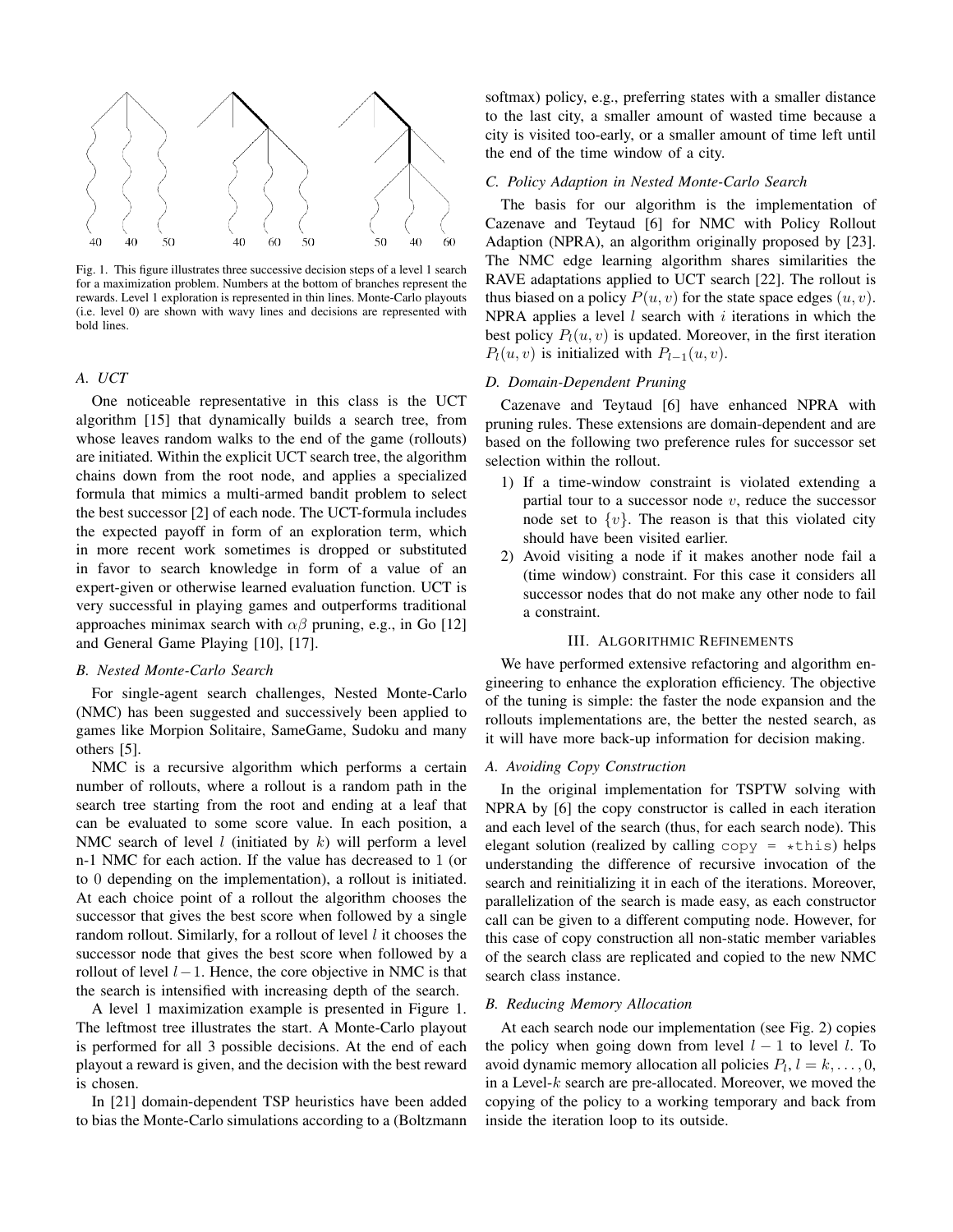Fig. 1. This figure illustrates three successive decision steps of a level 1 search for a maximization problem. Numbers at the bottom of branches represent the rewards. Level 1 exploration is represented in thin lines. Monte-Carlo playouts (i.e. level 0) are shown with wavy lines and decisions are represented with bold lines.

### A. UCT

One noticeable representative in this class is the UCT algorithm [15] that dynamically builds a search tree, from whose leaves random walks to the end of the game (rollouts) are initiated. Within the explicit UCT search tree, the algorithm chains down from the root node, and applies a specialized formula that mimics a multi-armed bandit problem to select the best successor [2] of each node. The UCT-formula includes the expected payoff in form of an exploration term, which in more recent work sometimes is dropped or substituted in favor to search knowledge in form of a value of an expert-given or otherwise learned evaluation function. UCT is very successful in playing games and outperforms traditional approaches minimax search with $\alpha\beta$ pruning, e.g., in Go [12] and General Game Playing [10], [17].

### B. Nested Monte-Carlo Search

For single-agent search challenges, Nested Monte-Carlo (NMC) has been suggested and successively been applied to games like Morpion Solitaire, SameGame, Sudoku and many others [5].

NMC is a recursive algorithm which performs a certain number of rollouts, where a rollout is a random path in the search tree starting from the root and ending at a leaf that can be evaluated to some score value. In each position, a NMC search of level $l$ (initiated by $k$) will perform a level n-1 NMC for each action. If the value has decreased to 1 (or to 0 depending on the implementation), a rollout is initiated. At each choice point of a rollout the algorithm chooses the successor that gives the best score when followed by a single random rollout. Similarly, for a rollout of level $l$ it chooses the successor node that gives the best score when followed by a rollout of level $l-1$. Hence, the core objective in NMC is that the search is intensified with increasing depth of the search.

A level 1 maximization example is presented in Figure 1. The leftmost tree illustrates the start. A Monte-Carlo playout is performed for all 3 possible decisions. At the end of each playout a reward is given, and the decision with the best reward is chosen.

In [21] domain-dependent TSP heuristics have been added to bias the Monte-Carlo simulations according to a (Boltzmann softmax) policy, e.g., preferring states with a smaller distance to the last city, a smaller amount of wasted time because a city is visited too-early, or a smaller amount of time left until the end of the time window of a city.

### C. Policy Adaption in Nested Monte-Carlo Search

The basis for our algorithm is the implementation of Cazenave and Teytaud [6] for NMC with Policy Rollout Adaption (NPRA), an algorithm originally proposed by [23]. The NMC edge learning algorithm shares similarities the RAVE adaptations applied to UCT search [22]. The rollout is thus biased on a policy $P(u, v)$ for the state space edges $(u, v)$. NPRA applies a level $l$ search with $i$ iterations in which the best policy $P_l(u, v)$ is updated. Moreover, in the first iteration $P_l(u, v)$ is initialized with $P_{l-1}(u, v)$.

### D. Domain-Dependent Pruning

Cazenave and Teytaud [6] have enhanced NPRA with pruning rules. These extensions are domain-dependent and are based on the following two preference rules for successor set selection within the rollout.

1) If a time-window constraint is violated extending a partial tour to a successor node $v$, reduce the successor node set to $\{v\}$. The reason is that this violated city should have been visited earlier.
2) Avoid visiting a node if it makes another node fail a (time window) constraint. For this case it considers all successor nodes that do not make any other node to fail a constraint.

## III. Algorithmic Refinements

We have performed extensive refactoring and algorithm engineering to enhance the exploration efficiency. The objective of the tuning is simple: the faster the node expansion and the rollouts implementations are, the better the nested search, as it will have more back-up information for decision making.

### A. Avoiding Copy Construction

In the original implementation for TSPTW solving with NPRA by [6] the copy constructor is called in each iteration and each level of the search (thus, for each search node). This elegant solution (realized by calling `copy = *this`) helps understanding the difference of recursive invocation of the search and reinitializing it in each of the iterations. Moreover, parallelization of the search is made easy, as each constructor call can be given to a different computing node. However, for this case of copy construction all non-static member variables of the search class are replicated and copied to the new NMC search class instance.

### B. Reducing Memory Allocation

At each search node our implementation (see Fig. 2) copies the policy when going down from level $l-1$ to level $l$. To avoid dynamic memory allocation all policies $P_l, l = k, \ldots, 0$, in a Level-$k$ search are pre-allocated. Moreover, we moved the copying of the policy to a working temporary and back from inside the iteration loop to its outside.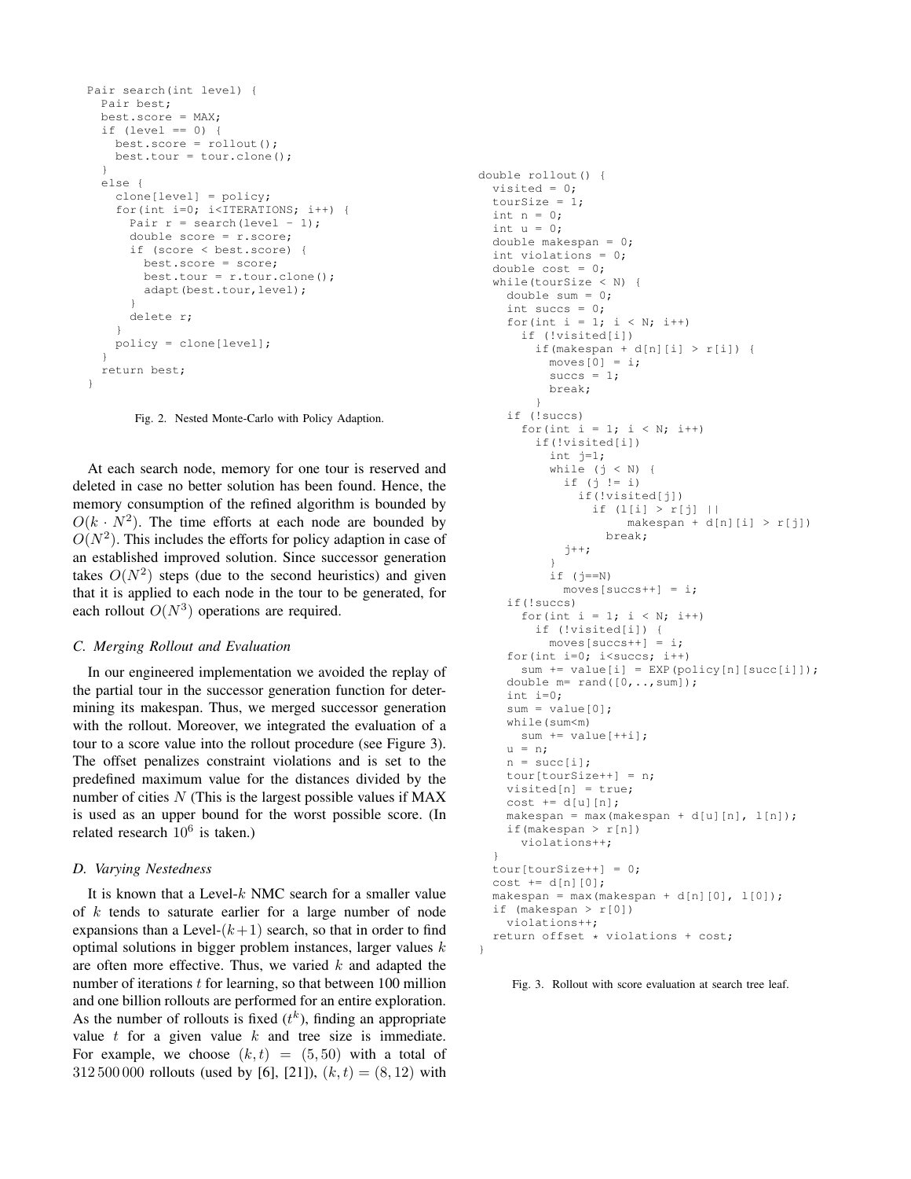```
Pair search(int level) {
  Pair best;
  best.score = MAX;
  if (level == 0) {
    best.score = rollout();
    best.tour = tour.clone();
  }
  else {
    clone[level] = policy;
    for(int i=0; i<ITERATIONS; i++) {
      Pair r = search(level - 1);
      double score = r.score;
      if (score < best.score) {
        best.score = score;
        best.tour = r.tour.clone();
        adapt(best.tour,level);
      }
      delete r;
    }
    policy = clone[level];
  }
  return best;
}
```

Fig. 2. Nested Monte-Carlo with Policy Adaption.

At each search node, memory for one tour is reserved and deleted in case no better solution has been found. Hence, the memory consumption of the refined algorithm is bounded by $O(k \cdot N^2)$. The time efforts at each node are bounded by $O(N^2)$. This includes the efforts for policy adaption in case of an established improved solution. Since successor generation takes $O(N^2)$ steps (due to the second heuristics) and given that it is applied to each node in the tour to be generated, for each rollout $O(N^3)$ operations are required.

### C. Merging Rollout and Evaluation

In our engineered implementation we avoided the replay of the partial tour in the successor generation function for determining its makespan. Thus, we merged successor generation with the rollout. Moreover, we integrated the evaluation of a tour to a score value into the rollout procedure (see Figure 3). The offset penalizes constraint violations and is set to the predefined maximum value for the distances divided by the number of cities $N$ (This is the largest possible values if MAX is used as an upper bound for the worst possible score. (In related research $10^6$ is taken.)

### D. Varying Nestedness

It is known that a Level-$k$ NMC search for a smaller value of $k$ tends to saturate earlier for a large number of node expansions than a Level-$(k+1)$ search, so that in order to find optimal solutions in bigger problem instances, larger values $k$ are often more effective. Thus, we varied $k$ and adapted the number of iterations $t$ for learning, so that between 100 million and one billion rollouts are performed for an entire exploration. As the number of rollouts is fixed ($t^k$), finding an appropriate value $t$ for a given value $k$ and tree size is immediate. For example, we choose $(k,t) = (5,50)$ with a total of 312 500 000 rollouts (used by [6], [21]), $(k,t) = (8,12)$ with

```
double rollout() {
  visited = 0;
  tourSize = 1;
  int n = 0;
  int u = 0;
  double makespan = 0;
  int violations = 0;
  double cost = 0;
  while(tourSize < N) {
    double sum = 0;
    int succs = 0;
    for(int i = 1; i < N; i++)
      if (!visited[i])
        if(makespan + d[n][i] > r[i]) {
          moves[0] = i;
          succs = 1;
          break;
        }
    if (!succs)
      for(int i = 1; i < N; i++)
        if(!visited[i])
          int j=1;
          while (j < N) {
            if (j != i)
              if(!visited[j])
                if (l[i] > r[j] ||
                      makespan + d[n][i] > r[j])
                  break;
            j++;
          }
          if (j==N)
            moves[succs++] = i;
    if(!succs)
      for(int i = 1; i < N; i++)
        if (!visited[i]) {
          moves[succs++] = i;
    for(int i=0; i<succs; i++)
      sum += value[i] = EXP(policy[n][succ[i]]);
    double m= rand([0,..,sum]);
    int i=0;
    sum = value[0];
    while(sum<m)
      sum += value[++i];
    u = n;
    n = succ[i];
    tour[tourSize++] = n;
    visited[n] = true;
    cost += d[u][n];
    makespan = max(makespan + d[u][n], l[n]);
    if(makespan > r[n])
      violations++;
  }
  tour[tourSize++] = 0;
  cost += d[n][0];
  makespan = max(makespan + d[n][0], l[0]);
  if (makespan > r[0])
    violations++;
  return offset * violations + cost;
}
```

Fig. 3. Rollout with score evaluation at search tree leaf.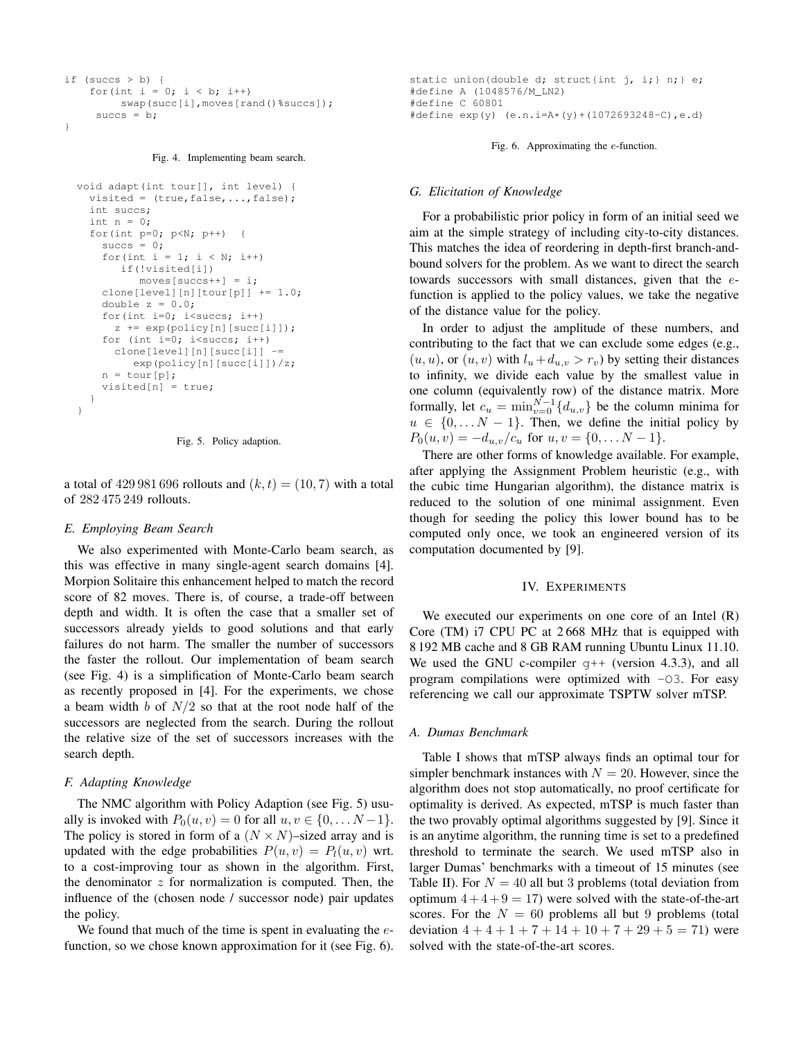```
if (succs > b) {
    for(int i = 0; i < b; i++)
         swap(succ[i],moves[rand()%succs]);
     succs = b;
}
```

Fig. 4. Implementing beam search.

```
void adapt(int tour[], int level) {
  visited = (true,false,...,false);
  int succs;
  int n = 0;
  for(int p=0; p<N; p++)  {
    succs = 0;
    for(int i = 1; i < N; i++)
       if(!visited[i])
          moves[succs++] = i;
    clone[level][n][tour[p]] += 1.0;
    double z = 0.0;
    for(int i=0; i<succs; i++)
      z += exp(policy[n][succ[i]]);
    for (int i=0; i<succs; i++)
      clone[level][n][succ[i]] -=
         exp(policy[n][succ[i]])/z;
    n = tour[p];
    visited[n] = true;
  }
}
```

Fig. 5. Policy adaption.

a total of 429 981 696 rollouts and $(k, t) = (10, 7)$ with a total of 282 475 249 rollouts.

### E. Employing Beam Search

We also experimented with Monte-Carlo beam search, as this was effective in many single-agent search domains [4]. Morpion Solitaire this enhancement helped to match the record score of 82 moves. There is, of course, a trade-off between depth and width. It is often the case that a smaller set of successors already yields to good solutions and that early failures do not harm. The smaller the number of successors the faster the rollout. Our implementation of beam search (see Fig. 4) is a simplification of Monte-Carlo beam search as recently proposed in [4]. For the experiments, we chose a beam width $b$ of $N/2$ so that at the root node half of the successors are neglected from the search. During the rollout the relative size of the set of successors increases with the search depth.

### F. Adapting Knowledge

The NMC algorithm with Policy Adaption (see Fig. 5) usually is invoked with $P_0(u, v) = 0$ for all $u, v \in \{0, \ldots N-1\}$. The policy is stored in form of a $(N \times N)$–sized array and is updated with the edge probabilities $P(u, v) = P_l(u, v)$ wrt. to a cost-improving tour as shown in the algorithm. First, the denominator $z$ for normalization is computed. Then, the influence of the (chosen node / successor node) pair updates the policy.

We found that much of the time is spent in evaluating the $e$-function, so we chose known approximation for it (see Fig. 6).

```
static union{double d; struct{int j, i;} n;} e;
#define A (1048576/M_LN2)
#define C 60801
#define exp(y) (e.n.i=A*(y)+(1072693248-C),e.d)
```

Fig. 6. Approximating the $e$-function.

### G. Elicitation of Knowledge

For a probabilistic prior policy in form of an initial seed we aim at the simple strategy of including city-to-city distances. This matches the idea of reordering in depth-first branch-and-bound solvers for the problem. As we want to direct the search towards successors with small distances, given that the $e$-function is applied to the policy values, we take the negative of the distance value for the policy.

In order to adjust the amplitude of these numbers, and contributing to the fact that we can exclude some edges (e.g., $(u, u)$, or $(u, v)$ with $l_u + d_{u,v} > r_v$) by setting their distances to infinity, we divide each value by the smallest value in one column (equivalently row) of the distance matrix. More formally, let $c_u = \min_{v=0}^{N-1}\{d_{u,v}\}$ be the column minima for $u \in \{0, \ldots N-1\}$. Then, we define the initial policy by $P_0(u, v) = -d_{u,v}/c_u$ for $u, v = \{0, \ldots N-1\}$.

There are other forms of knowledge available. For example, after applying the Assignment Problem heuristic (e.g., with the cubic time Hungarian algorithm), the distance matrix is reduced to the solution of one minimal assignment. Even though for seeding the policy this lower bound has to be computed only once, we took an engineered version of its computation documented by [9].

## IV. Experiments

We executed our experiments on one core of an Intel (R) Core (TM) i7 CPU PC at 2 668 MHz that is equipped with 8 192 MB cache and 8 GB RAM running Ubuntu Linux 11.10. We used the GNU c-compiler `g++` (version 4.3.3), and all program compilations were optimized with `-O3`. For easy referencing we call our approximate TSPTW solver mTSP.

### A. Dumas Benchmark

Table I shows that mTSP always finds an optimal tour for simpler benchmark instances with $N = 20$. However, since the algorithm does not stop automatically, no proof certificate for optimality is derived. As expected, mTSP is much faster than the two provably optimal algorithms suggested by [9]. Since it is an anytime algorithm, the running time is set to a predefined threshold to terminate the search. We used mTSP also in larger Dumas' benchmarks with a timeout of 15 minutes (see Table II). For $N = 40$ all but 3 problems (total deviation from optimum $4+4+9 = 17$) were solved with the state-of-the-art scores. For the $N = 60$ problems all but 9 problems (total deviation $4 + 4 + 1 + 7 + 14 + 10 + 7 + 29 + 5 = 71$) were solved with the state-of-the-art scores.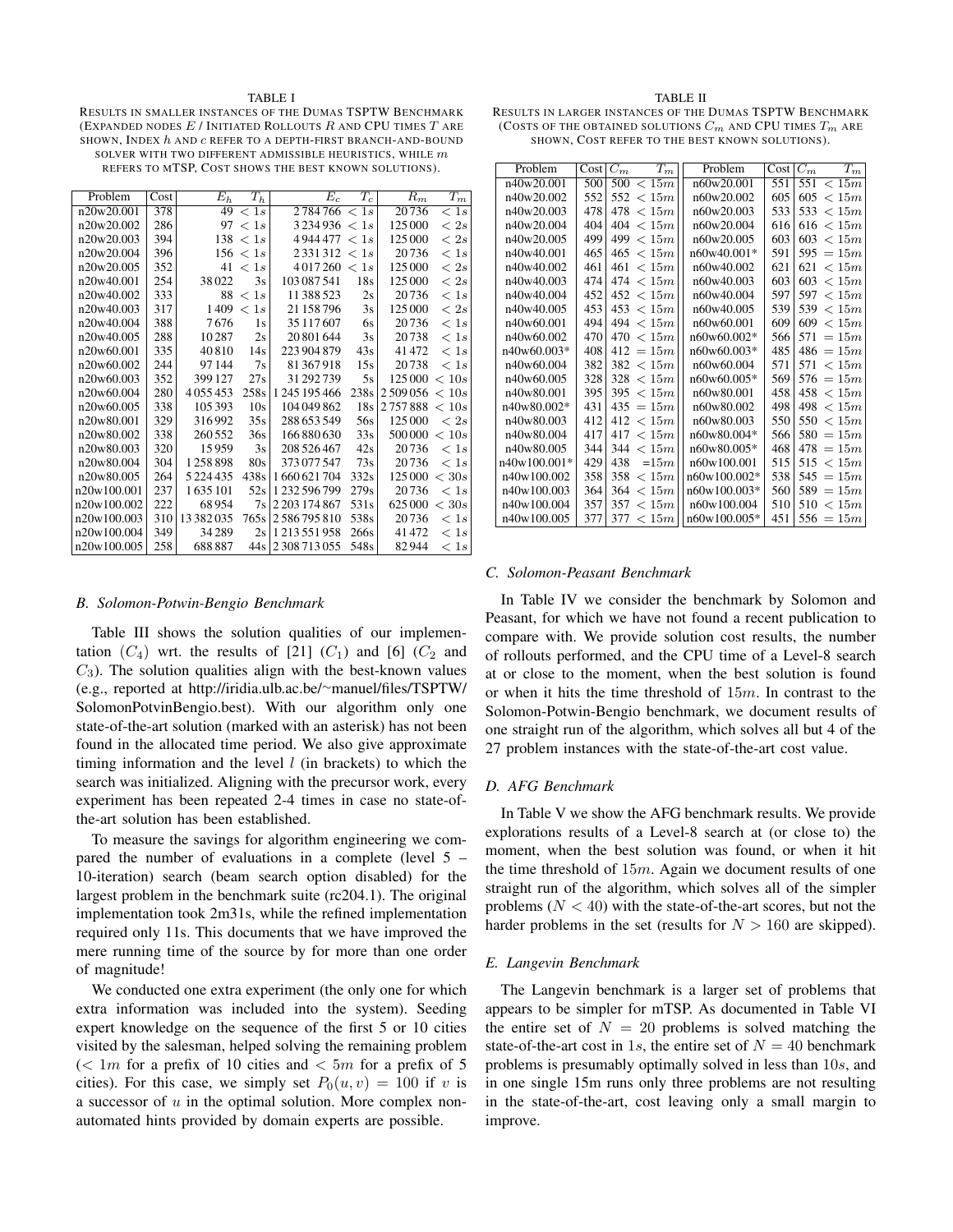TABLE I

RESULTS IN SMALLER INSTANCES OF THE DUMAS TSPTW BENCHMARK (EXPANDED NODES $E$ / INITIATED ROLLOUTS $R$ AND CPU TIMES $T$ ARE SHOWN, INDEX $h$ AND $c$ REFER TO A DEPTH-FIRST BRANCH-AND-BOUND SOLVER WITH TWO DIFFERENT ADMISSIBLE HEURISTICS, WHILE $m$ REFERS TO MTSP, COST SHOWS THE BEST KNOWN SOLUTIONS).

| Problem | Cost | $E_h$ | $T_h$ | $E_c$ | $T_c$ | $R_m$ | $T_m$ |
|---|---|---|---|---|---|---|---|
| n20w20.001 | 378 | 49 | $< 1s$ | 2 784 766 | $< 1s$ | 20 736 | $< 1s$ |
| n20w20.002 | 286 | 97 | $< 1s$ | 3 234 936 | $< 1s$ | 125 000 | $< 2s$ |
| n20w20.003 | 394 | 138 | $< 1s$ | 4 944 477 | $< 1s$ | 125 000 | $< 2s$ |
| n20w20.004 | 396 | 156 | $< 1s$ | 2 331 312 | $< 1s$ | 20 736 | $< 1s$ |
| n20w20.005 | 352 | 41 | $< 1s$ | 4 017 260 | $< 1s$ | 125 000 | $< 2s$ |
| n20w40.001 | 254 | 38 022 | 3s | 103 087 541 | 18s | 125 000 | $< 2s$ |
| n20w40.002 | 333 | 88 | $< 1s$ | 11 388 523 | 2s | 20 736 | $< 1s$ |
| n20w40.003 | 317 | 1 409 | $< 1s$ | 21 158 796 | 3s | 125 000 | $< 2s$ |
| n20w40.004 | 388 | 7 676 | 1s | 35 117 607 | 6s | 20 736 | $< 1s$ |
| n20w40.005 | 288 | 10 287 | 2s | 20 801 644 | 3s | 20 738 | $< 1s$ |
| n20w60.001 | 335 | 40 810 | 14s | 223 904 879 | 43s | 41 472 | $< 1s$ |
| n20w60.002 | 244 | 97 144 | 7s | 81 367 918 | 15s | 20 738 | $< 1s$ |
| n20w60.003 | 352 | 399 127 | 27s | 31 292 739 | 5s | 125 000 | $< 10s$ |
| n20w60.004 | 280 | 4 055 453 | 258s | 1 245 195 466 | 238s | 2 509 056 | $< 10s$ |
| n20w60.005 | 338 | 105 393 | 10s | 104 049 862 | 18s | 2 757 888 | $< 10s$ |
| n20w80.001 | 329 | 316 992 | 35s | 288 653 549 | 56s | 125 000 | $< 2s$ |
| n20w80.002 | 338 | 260 552 | 36s | 166 880 630 | 33s | 500 000 | $< 10s$ |
| n20w80.003 | 320 | 15 959 | 3s | 208 526 467 | 42s | 20 736 | $< 1s$ |
| n20w80.004 | 304 | 1 258 898 | 80s | 373 077 547 | 73s | 20 736 | $< 1s$ |
| n20w80.005 | 264 | 5 224 435 | 438s | 1 660 621 704 | 332s | 125 000 | $< 30s$ |
| n20w100.001 | 237 | 1 635 101 | 52s | 1 232 596 799 | 279s | 20 736 | $< 1s$ |
| n20w100.002 | 222 | 68 954 | 7s | 2 203 174 867 | 531s | 625 000 | $< 30s$ |
| n20w100.003 | 310 | 13 382 035 | 765s | 2 586 795 810 | 538s | 20 736 | $< 1s$ |
| n20w100.004 | 349 | 34 289 | 2s | 1 213 551 958 | 266s | 41 472 | $< 1s$ |
| n20w100.005 | 258 | 688 887 | 44s | 2 308 713 055 | 548s | 82 944 | $< 1s$ |

TABLE II

RESULTS IN LARGER INSTANCES OF THE DUMAS TSPTW BENCHMARK (COSTS OF THE OBTAINED SOLUTIONS $C_m$ AND CPU TIMES $T_m$ ARE SHOWN, COST REFER TO THE BEST KNOWN SOLUTIONS).

| Problem | Cost | $C_m$ | $T_m$ | Problem | Cost | $C_m$ | $T_m$ |
|---|---|---|---|---|---|---|---|
| n40w20.001 | 500 | 500 | $< 15m$ | n60w20.001 | 551 | 551 | $< 15m$ |
| n40w20.002 | 552 | 552 | $< 15m$ | n60w20.002 | 605 | 605 | $< 15m$ |
| n40w20.003 | 478 | 478 | $< 15m$ | n60w20.003 | 533 | 533 | $< 15m$ |
| n40w20.004 | 404 | 404 | $< 15m$ | n60w20.004 | 616 | 616 | $< 15m$ |
| n40w20.005 | 499 | 499 | $< 15m$ | n60w20.005 | 603 | 603 | $< 15m$ |
| n40w40.001 | 465 | 465 | $< 15m$ | n60w40.001* | 591 | 595 | $= 15m$ |
| n40w40.002 | 461 | 461 | $< 15m$ | n60w40.002 | 621 | 621 | $< 15m$ |
| n40w40.003 | 474 | 474 | $< 15m$ | n60w40.003 | 603 | 603 | $< 15m$ |
| n40w40.004 | 452 | 452 | $< 15m$ | n60w40.004 | 597 | 597 | $< 15m$ |
| n40w40.005 | 453 | 453 | $< 15m$ | n60w40.005 | 539 | 539 | $< 15m$ |
| n40w60.001 | 494 | 494 | $< 15m$ | n60w60.001 | 609 | 609 | $< 15m$ |
| n40w60.002 | 470 | 470 | $< 15m$ | n60w60.002* | 566 | 571 | $= 15m$ |
| n40w60.003* | 408 | 412 | $= 15m$ | n60w60.003* | 485 | 486 | $= 15m$ |
| n40w60.004 | 382 | 382 | $< 15m$ | n60w60.004 | 571 | 571 | $< 15m$ |
| n40w60.005 | 328 | 328 | $< 15m$ | n60w60.005* | 569 | 576 | $= 15m$ |
| n40w80.001 | 395 | 395 | $< 15m$ | n60w80.001 | 458 | 458 | $< 15m$ |
| n40w80.002* | 431 | 435 | $= 15m$ | n60w80.002 | 498 | 498 | $< 15m$ |
| n40w80.003 | 412 | 412 | $< 15m$ | n60w80.003 | 550 | 550 | $< 15m$ |
| n40w80.004 | 417 | 417 | $< 15m$ | n60w80.004* | 566 | 580 | $= 15m$ |
| n40w80.005 | 344 | 344 | $< 15m$ | n60w80.005* | 468 | 478 | $= 15m$ |
| n40w100.001* | 429 | 438 | $=15m$ | n60w100.001 | 515 | 515 | $< 15m$ |
| n40w100.002 | 358 | 358 | $< 15m$ | n60w100.002* | 538 | 545 | $= 15m$ |
| n40w100.003 | 364 | 364 | $< 15m$ | n60w100.003* | 560 | 589 | $= 15m$ |
| n40w100.004 | 357 | 357 | $< 15m$ | n60w100.004 | 510 | 510 | $< 15m$ |
| n40w100.005 | 377 | 377 | $< 15m$ | n60w100.005* | 451 | 556 | $= 15m$ |

### B. Solomon-Potwin-Bengio Benchmark

Table III shows the solution qualities of our implementation ($C_4$) wrt. the results of [21] ($C_1$) and [6] ($C_2$ and $C_3$). The solution qualities align with the best-known values (e.g., reported at http://iridia.ulb.ac.be/~manuel/files/TSPTW/SolomonPotvinBengio.best). With our algorithm only one state-of-the-art solution (marked with an asterisk) has not been found in the allocated time period. We also give approximate timing information and the level $l$ (in brackets) to which the search was initialized. Aligning with the precursor work, every experiment has been repeated 2-4 times in case no state-of-the-art solution has been established.

To measure the savings for algorithm engineering we compared the number of evaluations in a complete (level 5 – 10-iteration) search (beam search option disabled) for the largest problem in the benchmark suite (rc204.1). The original implementation took 2m31s, while the refined implementation required only 11s. This documents that we have improved the mere running time of the source by for more than one order of magnitude!

We conducted one extra experiment (the only one for which extra information was included into the system). Seeding expert knowledge on the sequence of the first 5 or 10 cities visited by the salesman, helped solving the remaining problem ($< 1m$ for a prefix of 10 cities and $< 5m$ for a prefix of 5 cities). For this case, we simply set $P_0(u, v) = 100$ if $v$ is a successor of $u$ in the optimal solution. More complex non-automated hints provided by domain experts are possible.

### C. Solomon-Peasant Benchmark

In Table IV we consider the benchmark by Solomon and Peasant, for which we have not found a recent publication to compare with. We provide solution cost results, the number of rollouts performed, and the CPU time of a Level-8 search at or close to the moment, when the best solution is found or when it hits the time threshold of $15m$. In contrast to the Solomon-Potwin-Bengio benchmark, we document results of one straight run of the algorithm, which solves all but 4 of the 27 problem instances with the state-of-the-art cost value.

### D. AFG Benchmark

In Table V we show the AFG benchmark results. We provide explorations results of a Level-8 search at (or close to) the moment, when the best solution was found, or when it hit the time threshold of $15m$. Again we document results of one straight run of the algorithm, which solves all of the simpler problems ($N < 40$) with the state-of-the-art scores, but not the harder problems in the set (results for $N > 160$ are skipped).

### E. Langevin Benchmark

The Langevin benchmark is a larger set of problems that appears to be simpler for mTSP. As documented in Table VI the entire set of $N = 20$ problems is solved matching the state-of-the-art cost in 1s, the entire set of $N = 40$ benchmark problems is presumably optimally solved in less than $10s$, and in one single 15m runs only three problems are not resulting in the state-of-the-art, cost leaving only a small margin to improve.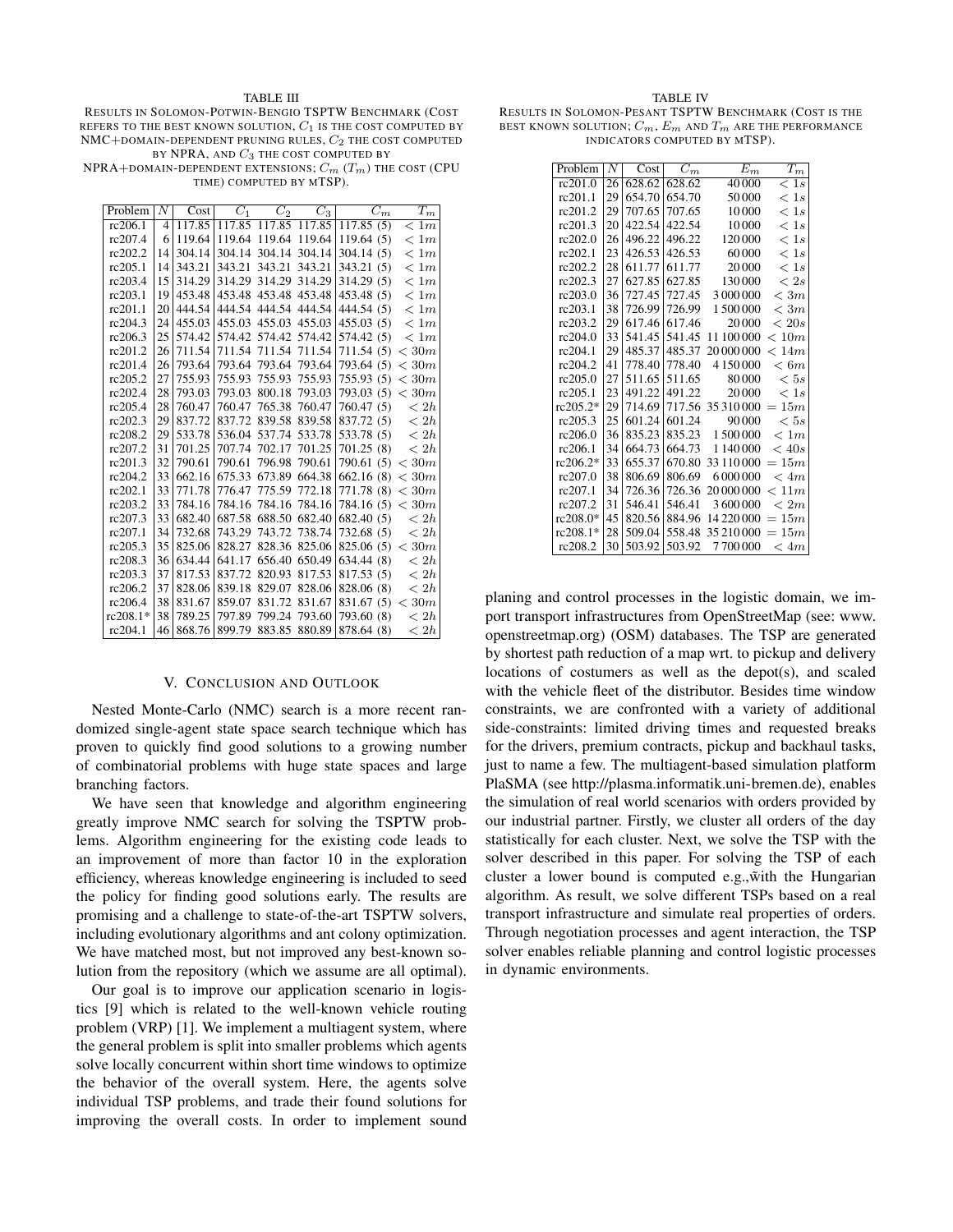TABLE III
RESULTS IN SOLOMON-POTWIN-BENGIO TSPTW BENCHMARK (COST REFERS TO THE BEST KNOWN SOLUTION, $C_1$ IS THE COST COMPUTED BY NMC+DOMAIN-DEPENDENT PRUNING RULES, $C_2$ THE COST COMPUTED BY NPRA, AND $C_3$ THE COST COMPUTED BY NPRA+DOMAIN-DEPENDENT EXTENSIONS; $C_m$ ($T_m$) THE COST (CPU TIME) COMPUTED BY MTSP).

| Problem | $N$ | Cost | $C_1$ | $C_2$ | $C_3$ | $C_m$ | $T_m$ |
|---|---|---|---|---|---|---|---|
| rc206.1 | 4 | 117.85 | 117.85 | 117.85 | 117.85 | 117.85 (5) | $< 1m$ |
| rc207.4 | 6 | 119.64 | 119.64 | 119.64 | 119.64 | 119.64 (5) | $< 1m$ |
| rc202.2 | 14 | 304.14 | 304.14 | 304.14 | 304.14 | 304.14 (5) | $< 1m$ |
| rc205.1 | 14 | 343.21 | 343.21 | 343.21 | 343.21 | 343.21 (5) | $< 1m$ |
| rc203.4 | 15 | 314.29 | 314.29 | 314.29 | 314.29 | 314.29 (5) | $< 1m$ |
| rc203.1 | 19 | 453.48 | 453.48 | 453.48 | 453.48 | 453.48 (5) | $< 1m$ |
| rc201.1 | 20 | 444.54 | 444.54 | 444.54 | 444.54 | 444.54 (5) | $< 1m$ |
| rc204.3 | 24 | 455.03 | 455.03 | 455.03 | 455.03 | 455.03 (5) | $< 1m$ |
| rc206.3 | 25 | 574.42 | 574.42 | 574.42 | 574.42 | 574.42 (5) | $< 1m$ |
| rc201.2 | 26 | 711.54 | 711.54 | 711.54 | 711.54 | 711.54 (5) | $< 30m$ |
| rc201.4 | 26 | 793.64 | 793.64 | 793.64 | 793.64 | 793.64 (5) | $< 30m$ |
| rc205.2 | 27 | 755.93 | 755.93 | 755.93 | 755.93 | 755.93 (5) | $< 30m$ |
| rc202.4 | 28 | 793.03 | 793.03 | 800.18 | 793.03 | 793.03 (5) | $< 30m$ |
| rc205.4 | 28 | 760.47 | 760.47 | 765.38 | 760.47 | 760.47 (5) | $< 2h$ |
| rc202.3 | 29 | 837.72 | 837.72 | 839.58 | 839.58 | 837.72 (5) | $< 2h$ |
| rc208.2 | 29 | 533.78 | 536.04 | 537.74 | 533.78 | 533.78 (5) | $< 2h$ |
| rc207.2 | 31 | 701.25 | 707.74 | 702.17 | 701.25 | 701.25 (8) | $< 2h$ |
| rc201.3 | 32 | 790.61 | 790.61 | 796.98 | 790.61 | 790.61 (5) | $< 30m$ |
| rc204.2 | 33 | 662.16 | 675.33 | 673.89 | 664.38 | 662.16 (8) | $< 30m$ |
| rc202.1 | 33 | 771.78 | 776.47 | 775.59 | 772.18 | 771.78 (8) | $< 30m$ |
| rc203.2 | 33 | 784.16 | 784.16 | 784.16 | 784.16 | 784.16 (5) | $< 30m$ |
| rc207.3 | 33 | 682.40 | 687.58 | 688.50 | 682.40 | 682.40 (5) | $< 2h$ |
| rc207.1 | 34 | 732.68 | 743.29 | 743.72 | 738.74 | 732.68 (5) | $< 2h$ |
| rc205.3 | 35 | 825.06 | 828.27 | 828.36 | 825.06 | 825.06 (5) | $< 30m$ |
| rc208.3 | 36 | 634.44 | 641.17 | 656.40 | 650.49 | 634.44 (8) | $< 2h$ |
| rc203.3 | 37 | 817.53 | 837.72 | 820.93 | 817.53 | 817.53 (5) | $< 2h$ |
| rc206.2 | 37 | 828.06 | 839.18 | 829.07 | 828.06 | 828.06 (8) | $< 2h$ |
| rc206.4 | 38 | 831.67 | 859.07 | 831.72 | 831.67 | 831.67 (5) | $< 30m$ |
| rc208.1* | 38 | 789.25 | 797.89 | 799.24 | 793.60 | 793.60 (8) | $< 2h$ |
| rc204.1 | 46 | 868.76 | 899.79 | 883.85 | 880.89 | 878.64 (8) | $< 2h$ |

TABLE IV
RESULTS IN SOLOMON-PESANT TSPTW BENCHMARK (COST IS THE BEST KNOWN SOLUTION; $C_m$, $E_m$ AND $T_m$ ARE THE PERFORMANCE INDICATORS COMPUTED BY MTSP).

| Problem | $N$ | Cost | $C_m$ | $E_m$ | $T_m$ |
|---|---|---|---|---|---|
| rc201.0 | 26 | 628.62 | 628.62 | 40 000 | $< 1s$ |
| rc201.1 | 29 | 654.70 | 654.70 | 50 000 | $< 1s$ |
| rc201.2 | 29 | 707.65 | 707.65 | 10 000 | $< 1s$ |
| rc201.3 | 20 | 422.54 | 422.54 | 10 000 | $< 1s$ |
| rc202.0 | 26 | 496.22 | 496.22 | 120 000 | $< 1s$ |
| rc202.1 | 23 | 426.53 | 426.53 | 60 000 | $< 1s$ |
| rc202.2 | 28 | 611.77 | 611.77 | 20 000 | $< 1s$ |
| rc202.3 | 27 | 627.85 | 627.85 | 130 000 | $< 2s$ |
| rc203.0 | 36 | 727.45 | 727.45 | 3 000 000 | $< 3m$ |
| rc203.1 | 38 | 726.99 | 726.99 | 1 500 000 | $< 3m$ |
| rc203.2 | 29 | 617.46 | 617.46 | 20 000 | $< 20s$ |
| rc204.0 | 33 | 541.45 | 541.45 | 11 100 000 | $< 10m$ |
| rc204.1 | 29 | 485.37 | 485.37 | 20 000 000 | $< 14m$ |
| rc204.2 | 41 | 778.40 | 778.40 | 4 150 000 | $< 6m$ |
| rc205.0 | 27 | 511.65 | 511.65 | 80 000 | $< 5s$ |
| rc205.1 | 23 | 491.22 | 491.22 | 20 000 | $< 1s$ |
| rc205.2* | 29 | 714.69 | 717.56 | 35 310 000 | $= 15m$ |
| rc205.3 | 25 | 601.24 | 601.24 | 90 000 | $< 5s$ |
| rc206.0 | 36 | 835.23 | 835.23 | 1 500 000 | $< 1m$ |
| rc206.1 | 34 | 664.73 | 664.73 | 1 140 000 | $< 40s$ |
| rc206.2* | 33 | 655.37 | 670.80 | 33 110 000 | $= 15m$ |
| rc207.0 | 38 | 806.69 | 806.69 | 6 000 000 | $< 4m$ |
| rc207.1 | 34 | 726.36 | 726.36 | 20 000 000 | $< 11m$ |
| rc207.2 | 31 | 546.41 | 546.41 | 3 600 000 | $< 2m$ |
| rc208.0* | 45 | 820.56 | 884.96 | 14 220 000 | $= 15m$ |
| rc208.1* | 28 | 509.04 | 558.48 | 35 210 000 | $= 15m$ |
| rc208.2 | 30 | 503.92 | 503.92 | 7 700 000 | $< 4m$ |

## V. CONCLUSION AND OUTLOOK

Nested Monte-Carlo (NMC) search is a more recent randomized single-agent state space search technique which has proven to quickly find good solutions to a growing number of combinatorial problems with huge state spaces and large branching factors.

We have seen that knowledge and algorithm engineering greatly improve NMC search for solving the TSPTW problems. Algorithm engineering for the existing code leads to an improvement of more than factor 10 in the exploration efficiency, whereas knowledge engineering is included to seed the policy for finding good solutions early. The results are promising and a challenge to state-of-the-art TSPTW solvers, including evolutionary algorithms and ant colony optimization. We have matched most, but not improved any best-known solution from the repository (which we assume are all optimal).

Our goal is to improve our application scenario in logistics [9] which is related to the well-known vehicle routing problem (VRP) [1]. We implement a multiagent system, where the general problem is split into smaller problems which agents solve locally concurrent within short time windows to optimize the behavior of the overall system. Here, the agents solve individual TSP problems, and trade their found solutions for improving the overall costs. In order to implement sound planing and control processes in the logistic domain, we import transport infrastructures from OpenStreetMap (see: www.openstreetmap.org) (OSM) databases. The TSP are generated by shortest path reduction of a map wrt. to pickup and delivery locations of costumers as well as the depot(s), and scaled with the vehicle fleet of the distributor. Besides time window constraints, we are confronted with a variety of additional side-constraints: limited driving times and requested breaks for the drivers, premium contracts, pickup and backhaul tasks, just to name a few. The multiagent-based simulation platform PlaSMA (see http://plasma.informatik.uni-bremen.de), enables the simulation of real world scenarios with orders provided by our industrial partner. Firstly, we cluster all orders of the day statistically for each cluster. Next, we solve the TSP with the solver described in this paper. For solving the TSP of each cluster a lower bound is computed e.g.,̃with the Hungarian algorithm. As result, we solve different TSPs based on a real transport infrastructure and simulate real properties of orders. Through negotiation processes and agent interaction, the TSP solver enables reliable planning and control logistic processes in dynamic environments.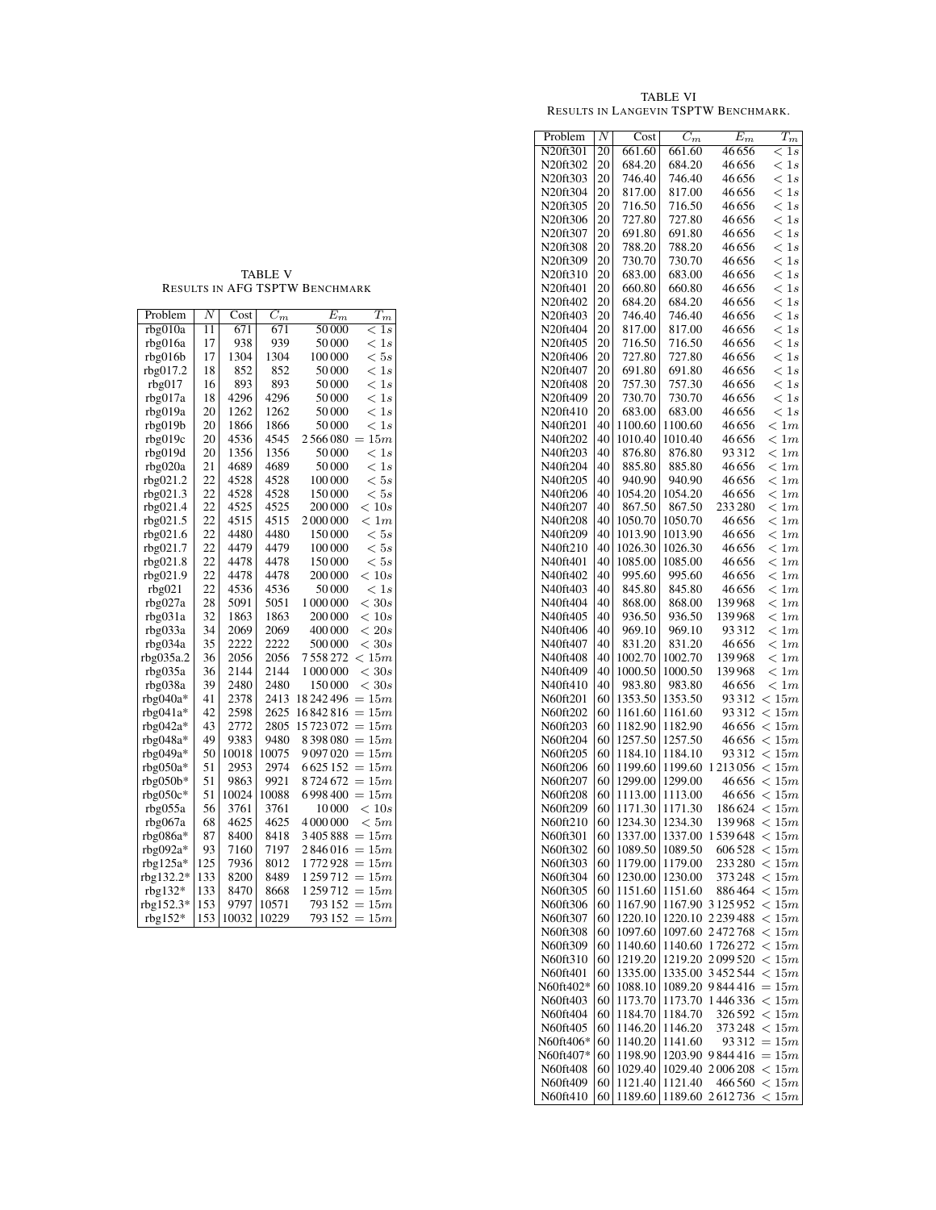TABLE V
RESULTS IN AFG TSPTW BENCHMARK

| Problem | $N$ | Cost | $C_m$ | $E_m$ | $T_m$ |
|---|---|---|---|---|---|
| rbg010a | 11 | 671 | 671 | 50 000 | $< 1s$ |
| rbg016a | 17 | 938 | 939 | 50 000 | $< 1s$ |
| rbg016b | 17 | 1304 | 1304 | 100 000 | $< 5s$ |
| rbg017.2 | 18 | 852 | 852 | 50 000 | $< 1s$ |
| rbg017 | 16 | 893 | 893 | 50 000 | $< 1s$ |
| rbg017a | 18 | 4296 | 4296 | 50 000 | $< 1s$ |
| rbg019a | 20 | 1262 | 1262 | 50 000 | $< 1s$ |
| rbg019b | 20 | 1866 | 1866 | 50 000 | $< 1s$ |
| rbg019c | 20 | 4536 | 4545 | 2 566 080 | $= 15m$ |
| rbg019d | 20 | 1356 | 1356 | 50 000 | $< 1s$ |
| rbg020a | 21 | 4689 | 4689 | 50 000 | $< 1s$ |
| rbg021.2 | 22 | 4528 | 4528 | 100 000 | $< 5s$ |
| rbg021.3 | 22 | 4528 | 4528 | 150 000 | $< 5s$ |
| rbg021.4 | 22 | 4525 | 4525 | 200 000 | $< 10s$ |
| rbg021.5 | 22 | 4515 | 4515 | 2 000 000 | $< 1m$ |
| rbg021.6 | 22 | 4480 | 4480 | 150 000 | $< 5s$ |
| rbg021.7 | 22 | 4479 | 4479 | 100 000 | $< 5s$ |
| rbg021.8 | 22 | 4478 | 4478 | 150 000 | $< 5s$ |
| rbg021.9 | 22 | 4478 | 4478 | 200 000 | $< 10s$ |
| rbg021 | 22 | 4536 | 4536 | 50 000 | $< 1s$ |
| rbg027a | 28 | 5091 | 5051 | 1 000 000 | $< 30s$ |
| rbg031a | 32 | 1863 | 1863 | 200 000 | $< 10s$ |
| rbg033a | 34 | 2069 | 2069 | 400 000 | $< 20s$ |
| rbg034a | 35 | 2222 | 2222 | 500 000 | $< 30s$ |
| rbg035a.2 | 36 | 2056 | 2056 | 7 558 272 | $< 15m$ |
| rbg035a | 36 | 2144 | 2144 | 1 000 000 | $< 30s$ |
| rbg038a | 39 | 2480 | 2480 | 150 000 | $< 30s$ |
| rbg040a* | 41 | 2378 | 2413 | 18 242 496 | $= 15m$ |
| rbg041a* | 42 | 2598 | 2625 | 16 842 816 | $= 15m$ |
| rbg042a* | 43 | 2772 | 2805 | 15 723 072 | $= 15m$ |
| rbg048a* | 49 | 9383 | 9480 | 8 398 080 | $= 15m$ |
| rbg049a* | 50 | 10018 | 10075 | 9 097 020 | $= 15m$ |
| rbg050a* | 51 | 2953 | 2974 | 6 625 152 | $= 15m$ |
| rbg050b* | 51 | 9863 | 9921 | 8 724 672 | $= 15m$ |
| rbg050c* | 51 | 10024 | 10088 | 6 998 400 | $= 15m$ |
| rbg055a | 56 | 3761 | 3761 | 10 000 | $< 10s$ |
| rbg067a | 68 | 4625 | 4625 | 4 000 000 | $< 5m$ |
| rbg086a* | 87 | 8400 | 8418 | 3 405 888 | $= 15m$ |
| rbg092a* | 93 | 7160 | 7197 | 2 846 016 | $= 15m$ |
| rbg125a* | 125 | 7936 | 8012 | 1 772 928 | $= 15m$ |
| rbg132.2* | 133 | 8200 | 8489 | 1 259 712 | $= 15m$ |
| rbg132* | 133 | 8470 | 8668 | 1 259 712 | $= 15m$ |
| rbg152.3* | 153 | 9797 | 10571 | 793 152 | $= 15m$ |
| rbg152* | 153 | 10032 | 10229 | 793 152 | $= 15m$ |

TABLE VI
RESULTS IN LANGEVIN TSPTW BENCHMARK.

| Problem | $N$ | Cost | $C_m$ | $E_m$ | $T_m$ |
|---|---|---|---|---|---|
| N20ft301 | 20 | 661.60 | 661.60 | 46 656 | $< 1s$ |
| N20ft302 | 20 | 684.20 | 684.20 | 46 656 | $< 1s$ |
| N20ft303 | 20 | 746.40 | 746.40 | 46 656 | $< 1s$ |
| N20ft304 | 20 | 817.00 | 817.00 | 46 656 | $< 1s$ |
| N20ft305 | 20 | 716.50 | 716.50 | 46 656 | $< 1s$ |
| N20ft306 | 20 | 727.80 | 727.80 | 46 656 | $< 1s$ |
| N20ft307 | 20 | 691.80 | 691.80 | 46 656 | $< 1s$ |
| N20ft308 | 20 | 788.20 | 788.20 | 46 656 | $< 1s$ |
| N20ft309 | 20 | 730.70 | 730.70 | 46 656 | $< 1s$ |
| N20ft310 | 20 | 683.00 | 683.00 | 46 656 | $< 1s$ |
| N20ft401 | 20 | 660.80 | 660.80 | 46 656 | $< 1s$ |
| N20ft402 | 20 | 684.20 | 684.20 | 46 656 | $< 1s$ |
| N20ft403 | 20 | 746.40 | 746.40 | 46 656 | $< 1s$ |
| N20ft404 | 20 | 817.00 | 817.00 | 46 656 | $< 1s$ |
| N20ft405 | 20 | 716.50 | 716.50 | 46 656 | $< 1s$ |
| N20ft406 | 20 | 727.80 | 727.80 | 46 656 | $< 1s$ |
| N20ft407 | 20 | 691.80 | 691.80 | 46 656 | $< 1s$ |
| N20ft408 | 20 | 757.30 | 757.30 | 46 656 | $< 1s$ |
| N20ft409 | 20 | 730.70 | 730.70 | 46 656 | $< 1s$ |
| N20ft410 | 20 | 683.00 | 683.00 | 46 656 | $< 1s$ |
| N40ft201 | 40 | 1100.60 | 1100.60 | 46 656 | $< 1m$ |
| N40ft202 | 40 | 1010.40 | 1010.40 | 46 656 | $< 1m$ |
| N40ft203 | 40 | 876.80 | 876.80 | 93 312 | $< 1m$ |
| N40ft204 | 40 | 885.80 | 885.80 | 46 656 | $< 1m$ |
| N40ft205 | 40 | 940.90 | 940.90 | 46 656 | $< 1m$ |
| N40ft206 | 40 | 1054.20 | 1054.20 | 46 656 | $< 1m$ |
| N40ft207 | 40 | 867.50 | 867.50 | 233 280 | $< 1m$ |
| N40ft208 | 40 | 1050.70 | 1050.70 | 46 656 | $< 1m$ |
| N40ft209 | 40 | 1013.90 | 1013.90 | 46 656 | $< 1m$ |
| N40ft210 | 40 | 1026.30 | 1026.30 | 46 656 | $< 1m$ |
| N40ft401 | 40 | 1085.00 | 1085.00 | 46 656 | $< 1m$ |
| N40ft402 | 40 | 995.60 | 995.60 | 46 656 | $< 1m$ |
| N40ft403 | 40 | 845.80 | 845.80 | 46 656 | $< 1m$ |
| N40ft404 | 40 | 868.00 | 868.00 | 139 968 | $< 1m$ |
| N40ft405 | 40 | 936.50 | 936.50 | 139 968 | $< 1m$ |
| N40ft406 | 40 | 969.10 | 969.10 | 93 312 | $< 1m$ |
| N40ft407 | 40 | 831.20 | 831.20 | 46 656 | $< 1m$ |
| N40ft408 | 40 | 1002.70 | 1002.70 | 139 968 | $< 1m$ |
| N40ft409 | 40 | 1000.50 | 1000.50 | 139 968 | $< 1m$ |
| N40ft410 | 40 | 983.80 | 983.80 | 46 656 | $< 1m$ |
| N60ft201 | 60 | 1353.50 | 1353.50 | 93 312 | $< 15m$ |
| N60ft202 | 60 | 1161.60 | 1161.60 | 93 312 | $< 15m$ |
| N60ft203 | 60 | 1182.90 | 1182.90 | 46 656 | $< 15m$ |
| N60ft204 | 60 | 1257.50 | 1257.50 | 46 656 | $< 15m$ |
| N60ft205 | 60 | 1184.10 | 1184.10 | 93 312 | $< 15m$ |
| N60ft206 | 60 | 1199.60 | 1199.60 | 1 213 056 | $< 15m$ |
| N60ft207 | 60 | 1299.00 | 1299.00 | 46 656 | $< 15m$ |
| N60ft208 | 60 | 1113.00 | 1113.00 | 46 656 | $< 15m$ |
| N60ft209 | 60 | 1171.30 | 1171.30 | 186 624 | $< 15m$ |
| N60ft210 | 60 | 1234.30 | 1234.30 | 139 968 | $< 15m$ |
| N60ft301 | 60 | 1337.00 | 1337.00 | 1 539 648 | $< 15m$ |
| N60ft302 | 60 | 1089.50 | 1089.50 | 606 528 | $< 15m$ |
| N60ft303 | 60 | 1179.00 | 1179.00 | 233 280 | $< 15m$ |
| N60ft304 | 60 | 1230.00 | 1230.00 | 373 248 | $< 15m$ |
| N60ft305 | 60 | 1151.60 | 1151.60 | 886 464 | $< 15m$ |
| N60ft306 | 60 | 1167.90 | 1167.90 | 3 125 952 | $< 15m$ |
| N60ft307 | 60 | 1220.10 | 1220.10 | 2 239 488 | $< 15m$ |
| N60ft308 | 60 | 1097.60 | 1097.60 | 2 472 768 | $< 15m$ |
| N60ft309 | 60 | 1140.60 | 1140.60 | 1 726 272 | $< 15m$ |
| N60ft310 | 60 | 1219.20 | 1219.20 | 2 099 520 | $< 15m$ |
| N60ft401 | 60 | 1335.00 | 1335.00 | 3 452 544 | $< 15m$ |
| N60ft402* | 60 | 1088.10 | 1089.20 | 9 844 416 | $= 15m$ |
| N60ft403 | 60 | 1173.70 | 1173.70 | 1 446 336 | $< 15m$ |
| N60ft404 | 60 | 1184.70 | 1184.70 | 326 592 | $< 15m$ |
| N60ft405 | 60 | 1146.20 | 1146.20 | 373 248 | $< 15m$ |
| N60ft406* | 60 | 1140.20 | 1141.60 | 93 312 | $= 15m$ |
| N60ft407* | 60 | 1198.90 | 1203.90 | 9 844 416 | $= 15m$ |
| N60ft408 | 60 | 1029.40 | 1029.40 | 2 006 208 | $< 15m$ |
| N60ft409 | 60 | 1121.40 | 1121.40 | 466 560 | $< 15m$ |
| N60ft410 | 60 | 1189.60 | 1189.60 | 2 612 736 | $< 15m$ |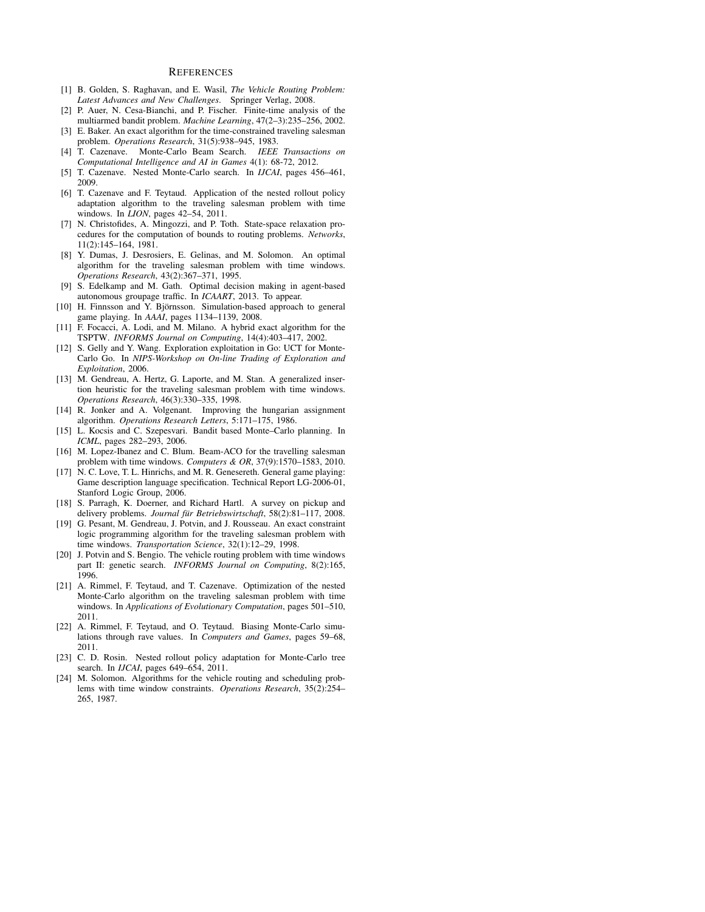# References

[1] B. Golden, S. Raghavan, and E. Wasil, *The Vehicle Routing Problem: Latest Advances and New Challenges.* Springer Verlag, 2008.

[2] P. Auer, N. Cesa-Bianchi, and P. Fischer. Finite-time analysis of the multiarmed bandit problem. *Machine Learning*, 47(2–3):235–256, 2002.

[3] E. Baker. An exact algorithm for the time-constrained traveling salesman problem. *Operations Research*, 31(5):938–945, 1983.

[4] T. Cazenave. Monte-Carlo Beam Search. *IEEE Transactions on Computational Intelligence and AI in Games* 4(1): 68-72, 2012.

[5] T. Cazenave. Nested Monte-Carlo search. In *IJCAI*, pages 456–461, 2009.

[6] T. Cazenave and F. Teytaud. Application of the nested rollout policy adaptation algorithm to the traveling salesman problem with time windows. In *LION*, pages 42–54, 2011.

[7] N. Christofides, A. Mingozzi, and P. Toth. State-space relaxation procedures for the computation of bounds to routing problems. *Networks*, 11(2):145–164, 1981.

[8] Y. Dumas, J. Desrosiers, E. Gelinas, and M. Solomon. An optimal algorithm for the traveling salesman problem with time windows. *Operations Research*, 43(2):367–371, 1995.

[9] S. Edelkamp and M. Gath. Optimal decision making in agent-based autonomous groupage traffic. In *ICAART*, 2013. To appear.

[10] H. Finnsson and Y. Björnsson. Simulation-based approach to general game playing. In *AAAI*, pages 1134–1139, 2008.

[11] F. Focacci, A. Lodi, and M. Milano. A hybrid exact algorithm for the TSPTW. *INFORMS Journal on Computing*, 14(4):403–417, 2002.

[12] S. Gelly and Y. Wang. Exploration exploitation in Go: UCT for Monte-Carlo Go. In *NIPS-Workshop on On-line Trading of Exploration and Exploitation*, 2006.

[13] M. Gendreau, A. Hertz, G. Laporte, and M. Stan. A generalized insertion heuristic for the traveling salesman problem with time windows. *Operations Research*, 46(3):330–335, 1998.

[14] R. Jonker and A. Volgenant. Improving the hungarian assignment algorithm. *Operations Research Letters*, 5:171–175, 1986.

[15] L. Kocsis and C. Szepesvari. Bandit based Monte–Carlo planning. In *ICML*, pages 282–293, 2006.

[16] M. Lopez-Ibanez and C. Blum. Beam-ACO for the travelling salesman problem with time windows. *Computers & OR*, 37(9):1570–1583, 2010.

[17] N. C. Love, T. L. Hinrichs, and M. R. Genesereth. General game playing: Game description language specification. Technical Report LG-2006-01, Stanford Logic Group, 2006.

[18] S. Parragh, K. Doerner, and Richard Hartl. A survey on pickup and delivery problems. *Journal für Betriebswirtschaft*, 58(2):81–117, 2008.

[19] G. Pesant, M. Gendreau, J. Potvin, and J. Rousseau. An exact constraint logic programming algorithm for the traveling salesman problem with time windows. *Transportation Science*, 32(1):12–29, 1998.

[20] J. Potvin and S. Bengio. The vehicle routing problem with time windows part II: genetic search. *INFORMS Journal on Computing*, 8(2):165, 1996.

[21] A. Rimmel, F. Teytaud, and T. Cazenave. Optimization of the nested Monte-Carlo algorithm on the traveling salesman problem with time windows. In *Applications of Evolutionary Computation*, pages 501–510, 2011.

[22] A. Rimmel, F. Teytaud, and O. Teytaud. Biasing Monte-Carlo simulations through rave values. In *Computers and Games*, pages 59–68, 2011.

[23] C. D. Rosin. Nested rollout policy adaptation for Monte-Carlo tree search. In *IJCAI*, pages 649–654, 2011.

[24] M. Solomon. Algorithms for the vehicle routing and scheduling problems with time window constraints. *Operations Research*, 35(2):254–265, 1987.